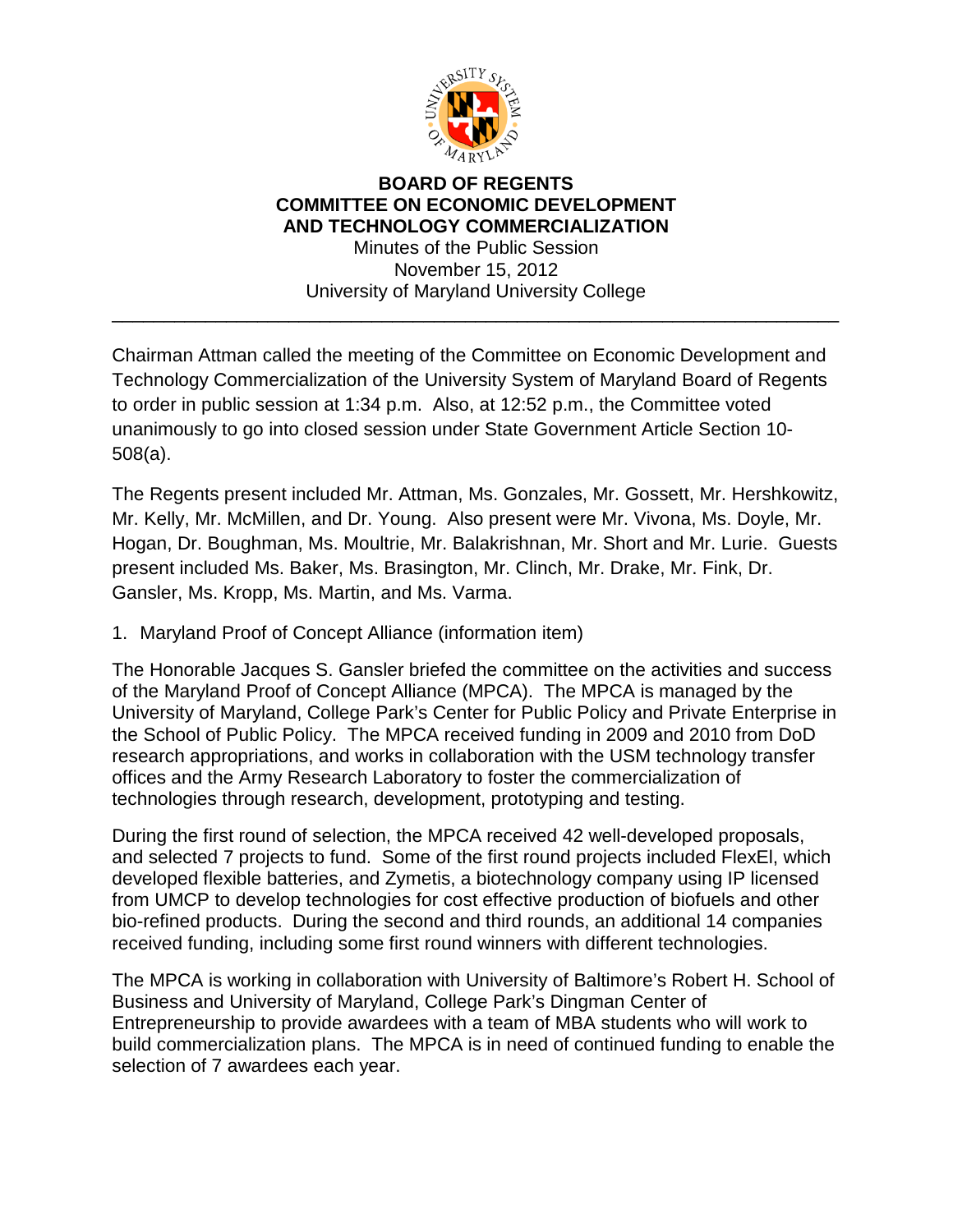**BOARD OF REGENTS**
**COMMITTEE ON ECONOMIC DEVELOPMENT AND TECHNOLOGY COMMERCIALIZATION**

Minutes of the Public Session
November 15, 2012
University of Maryland University College

---

Chairman Attman called the meeting of the Committee on Economic Development and Technology Commercialization of the University System of Maryland Board of Regents to order in public session at 1:34 p.m. Also, at 12:52 p.m., the Committee voted unanimously to go into closed session under State Government Article Section 10-508(a).

The Regents present included Mr. Attman, Ms. Gonzales, Mr. Gossett, Mr. Hershkowitz, Mr. Kelly, Mr. McMillen, and Dr. Young. Also present were Mr. Vivona, Ms. Doyle, Mr. Hogan, Dr. Boughman, Ms. Moultrie, Mr. Balakrishnan, Mr. Short and Mr. Lurie. Guests present included Ms. Baker, Ms. Brasington, Mr. Clinch, Mr. Drake, Mr. Fink, Dr. Gansler, Ms. Kropp, Ms. Martin, and Ms. Varma.

1. Maryland Proof of Concept Alliance (information item)

The Honorable Jacques S. Gansler briefed the committee on the activities and success of the Maryland Proof of Concept Alliance (MPCA). The MPCA is managed by the University of Maryland, College Park's Center for Public Policy and Private Enterprise in the School of Public Policy. The MPCA received funding in 2009 and 2010 from DoD research appropriations, and works in collaboration with the USM technology transfer offices and the Army Research Laboratory to foster the commercialization of technologies through research, development, prototyping and testing.

During the first round of selection, the MPCA received 42 well-developed proposals, and selected 7 projects to fund. Some of the first round projects included FlexEl, which developed flexible batteries, and Zymetis, a biotechnology company using IP licensed from UMCP to develop technologies for cost effective production of biofuels and other bio-refined products. During the second and third rounds, an additional 14 companies received funding, including some first round winners with different technologies.

The MPCA is working in collaboration with University of Baltimore's Robert H. School of Business and University of Maryland, College Park's Dingman Center of Entrepreneurship to provide awardees with a team of MBA students who will work to build commercialization plans. The MPCA is in need of continued funding to enable the selection of 7 awardees each year.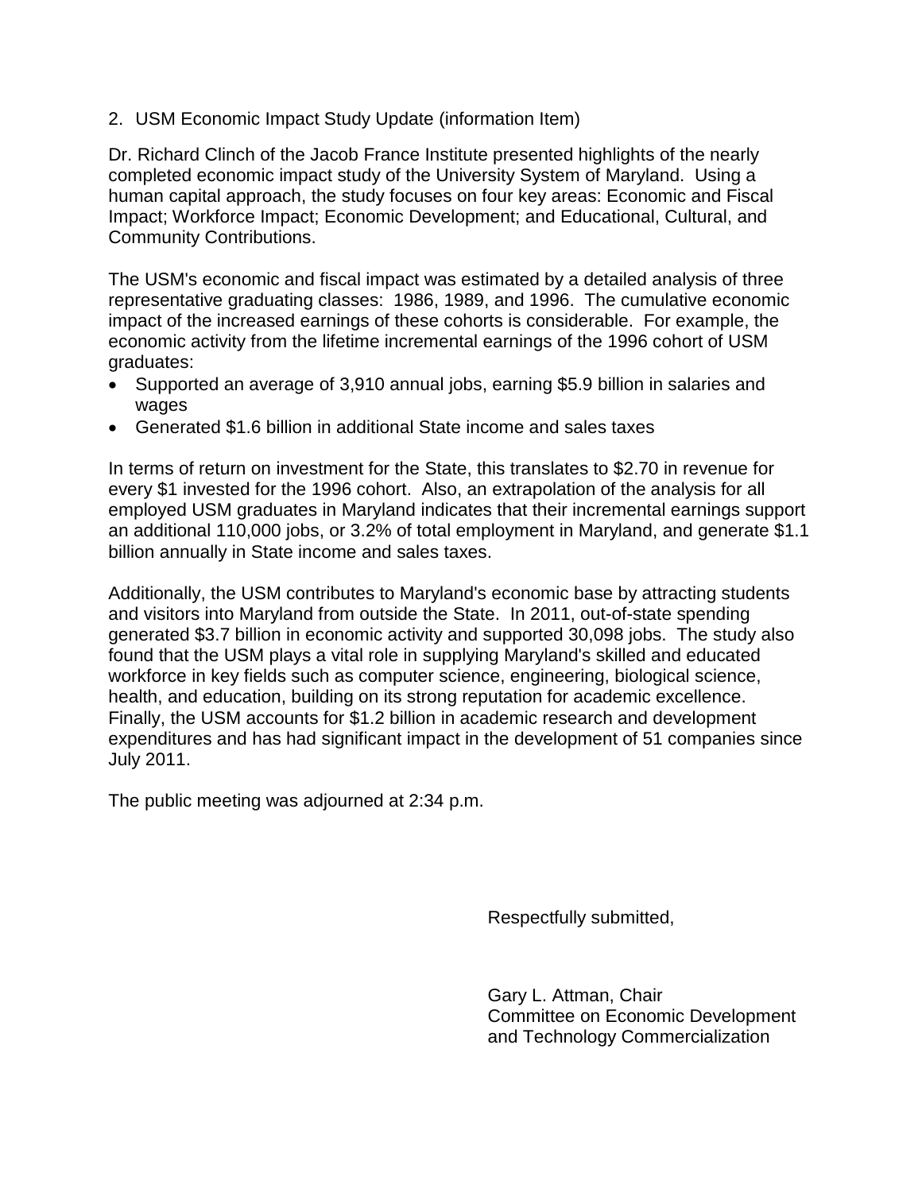2. USM Economic Impact Study Update (information Item)

Dr. Richard Clinch of the Jacob France Institute presented highlights of the nearly completed economic impact study of the University System of Maryland. Using a human capital approach, the study focuses on four key areas: Economic and Fiscal Impact; Workforce Impact; Economic Development; and Educational, Cultural, and Community Contributions.

The USM's economic and fiscal impact was estimated by a detailed analysis of three representative graduating classes: 1986, 1989, and 1996. The cumulative economic impact of the increased earnings of these cohorts is considerable. For example, the economic activity from the lifetime incremental earnings of the 1996 cohort of USM graduates:

- Supported an average of 3,910 annual jobs, earning $5.9 billion in salaries and wages
- Generated $1.6 billion in additional State income and sales taxes

In terms of return on investment for the State, this translates to $2.70 in revenue for every $1 invested for the 1996 cohort. Also, an extrapolation of the analysis for all employed USM graduates in Maryland indicates that their incremental earnings support an additional 110,000 jobs, or 3.2% of total employment in Maryland, and generate $1.1 billion annually in State income and sales taxes.

Additionally, the USM contributes to Maryland's economic base by attracting students and visitors into Maryland from outside the State. In 2011, out-of-state spending generated $3.7 billion in economic activity and supported 30,098 jobs. The study also found that the USM plays a vital role in supplying Maryland's skilled and educated workforce in key fields such as computer science, engineering, biological science, health, and education, building on its strong reputation for academic excellence. Finally, the USM accounts for $1.2 billion in academic research and development expenditures and has had significant impact in the development of 51 companies since July 2011.

The public meeting was adjourned at 2:34 p.m.

Respectfully submitted,

Gary L. Attman, Chair
Committee on Economic Development
and Technology Commercialization